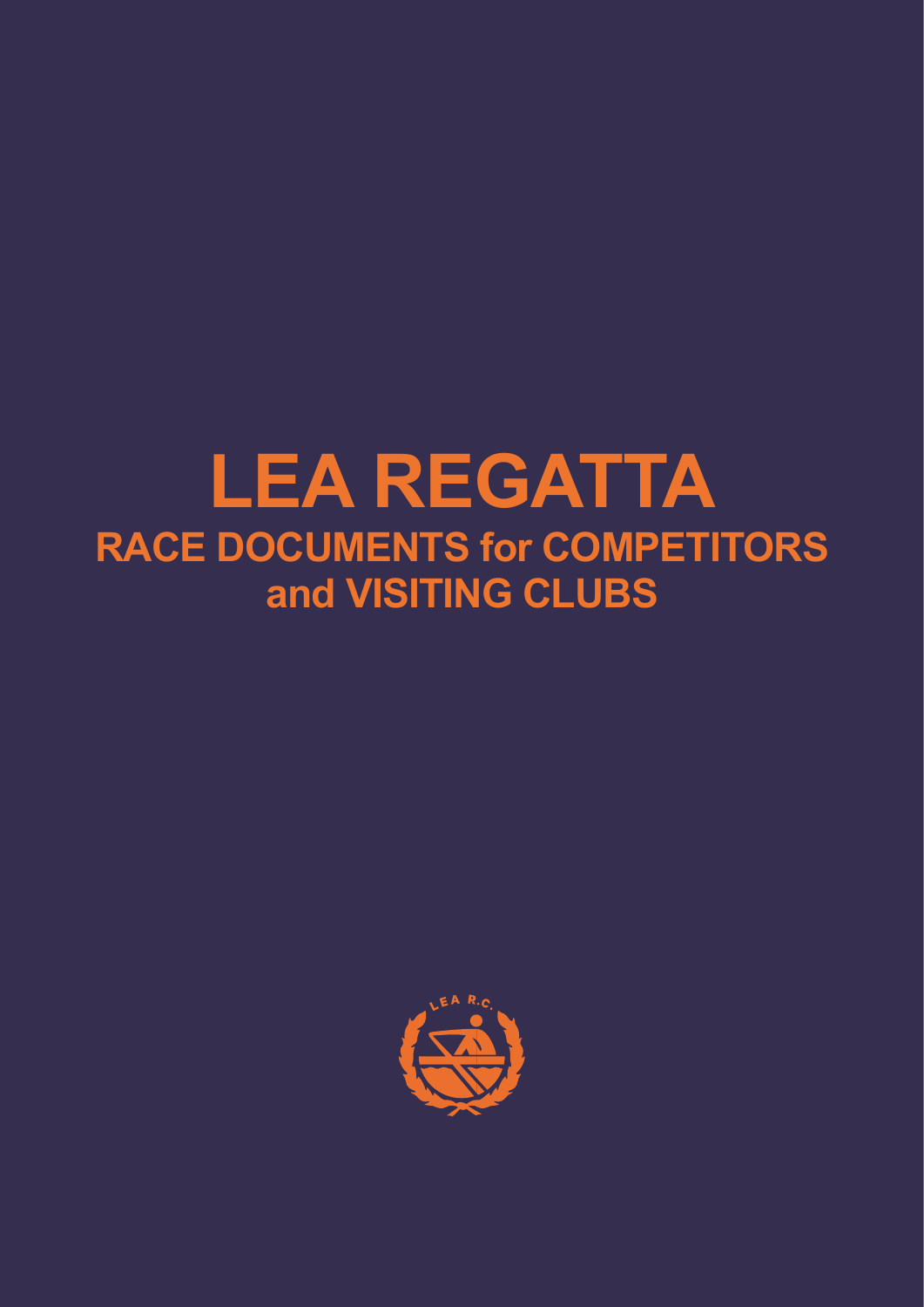# LEA REGATTA

## RACE DOCUMENTS for COMPETITORS and VISITING CLUBS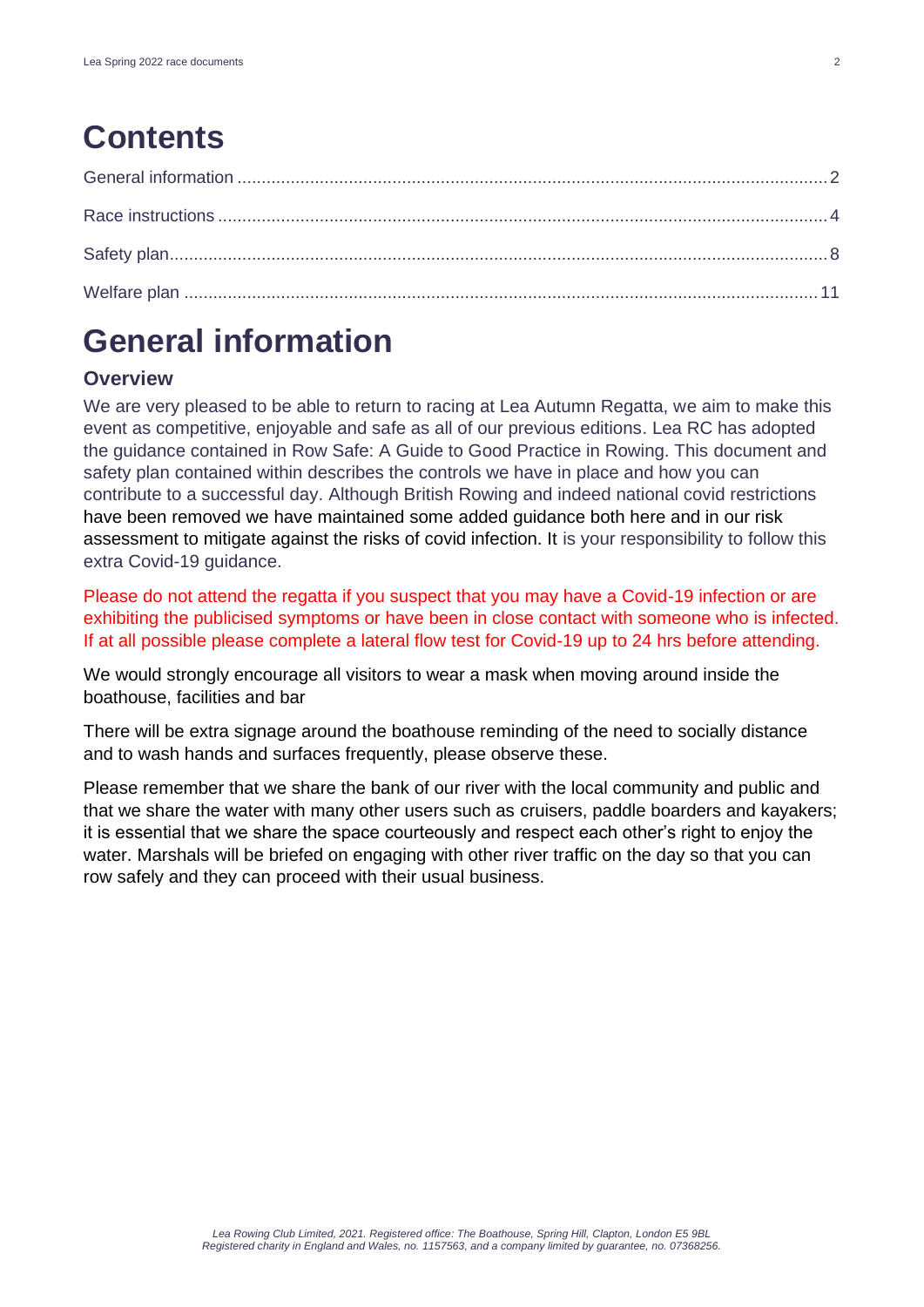# Contents

General information .......... 2

Race instructions .......... 4

Safety plan .......... 8

Welfare plan .......... 11

# General information

## Overview

We are very pleased to be able to return to racing at Lea Autumn Regatta, we aim to make this event as competitive, enjoyable and safe as all of our previous editions. Lea RC has adopted the guidance contained in Row Safe: A Guide to Good Practice in Rowing. This document and safety plan contained within describes the controls we have in place and how you can contribute to a successful day. Although British Rowing and indeed national covid restrictions have been removed we have maintained some added guidance both here and in our risk assessment to mitigate against the risks of covid infection. It is your responsibility to follow this extra Covid-19 guidance.

Please do not attend the regatta if you suspect that you may have a Covid-19 infection or are exhibiting the publicised symptoms or have been in close contact with someone who is infected. If at all possible please complete a lateral flow test for Covid-19 up to 24 hrs before attending.

We would strongly encourage all visitors to wear a mask when moving around inside the boathouse, facilities and bar

There will be extra signage around the boathouse reminding of the need to socially distance and to wash hands and surfaces frequently, please observe these.

Please remember that we share the bank of our river with the local community and public and that we share the water with many other users such as cruisers, paddle boarders and kayakers; it is essential that we share the space courteously and respect each other's right to enjoy the water. Marshals will be briefed on engaging with other river traffic on the day so that you can row safely and they can proceed with their usual business.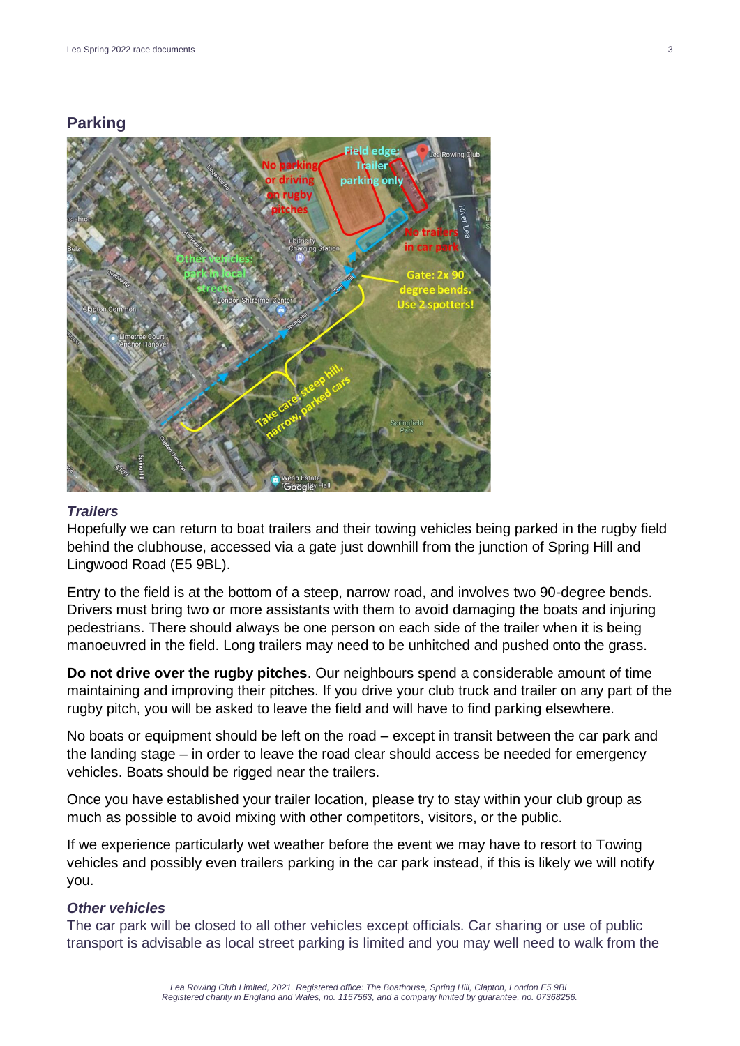## Parking

### *Trailers*

Hopefully we can return to boat trailers and their towing vehicles being parked in the rugby field behind the clubhouse, accessed via a gate just downhill from the junction of Spring Hill and Lingwood Road (E5 9BL).

Entry to the field is at the bottom of a steep, narrow road, and involves two 90-degree bends. Drivers must bring two or more assistants with them to avoid damaging the boats and injuring pedestrians. There should always be one person on each side of the trailer when it is being manoeuvred in the field. Long trailers may need to be unhitched and pushed onto the grass.

**Do not drive over the rugby pitches**. Our neighbours spend a considerable amount of time maintaining and improving their pitches. If you drive your club truck and trailer on any part of the rugby pitch, you will be asked to leave the field and will have to find parking elsewhere.

No boats or equipment should be left on the road – except in transit between the car park and the landing stage – in order to leave the road clear should access be needed for emergency vehicles. Boats should be rigged near the trailers.

Once you have established your trailer location, please try to stay within your club group as much as possible to avoid mixing with other competitors, visitors, or the public.

If we experience particularly wet weather before the event we may have to resort to Towing vehicles and possibly even trailers parking in the car park instead, if this is likely we will notify you.

### *Other vehicles*

The car park will be closed to all other vehicles except officials. Car sharing or use of public transport is advisable as local street parking is limited and you may well need to walk from the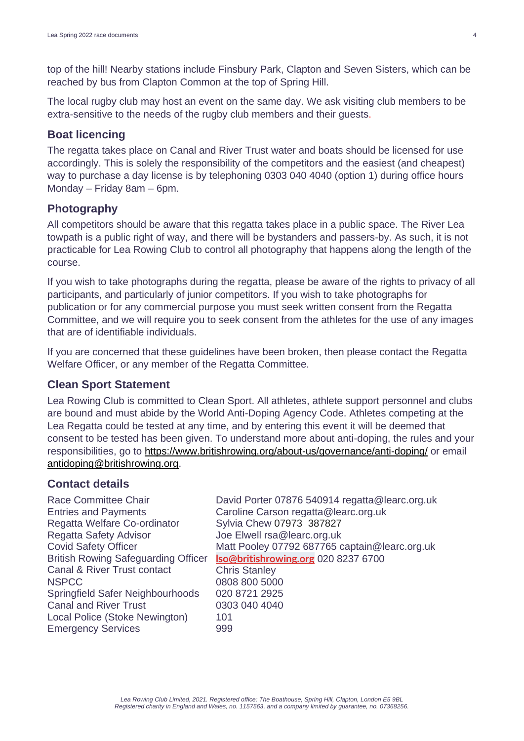top of the hill! Nearby stations include Finsbury Park, Clapton and Seven Sisters, which can be reached by bus from Clapton Common at the top of Spring Hill.

The local rugby club may host an event on the same day. We ask visiting club members to be extra-sensitive to the needs of the rugby club members and their guests.

## Boat licencing

The regatta takes place on Canal and River Trust water and boats should be licensed for use accordingly. This is solely the responsibility of the competitors and the easiest (and cheapest) way to purchase a day license is by telephoning 0303 040 4040 (option 1) during office hours Monday – Friday 8am – 6pm.

## Photography

All competitors should be aware that this regatta takes place in a public space. The River Lea towpath is a public right of way, and there will be bystanders and passers-by. As such, it is not practicable for Lea Rowing Club to control all photography that happens along the length of the course.

If you wish to take photographs during the regatta, please be aware of the rights to privacy of all participants, and particularly of junior competitors. If you wish to take photographs for publication or for any commercial purpose you must seek written consent from the Regatta Committee, and we will require you to seek consent from the athletes for the use of any images that are of identifiable individuals.

If you are concerned that these guidelines have been broken, then please contact the Regatta Welfare Officer, or any member of the Regatta Committee.

## Clean Sport Statement

Lea Rowing Club is committed to Clean Sport. All athletes, athlete support personnel and clubs are bound and must abide by the World Anti-Doping Agency Code. Athletes competing at the Lea Regatta could be tested at any time, and by entering this event it will be deemed that consent to be tested has been given. To understand more about anti-doping, the rules and your responsibilities, go to https://www.britishrowing.org/about-us/governance/anti-doping/ or email antidoping@britishrowing.org.

## Contact details

| | |
|---|---|
| Race Committee Chair | David Porter 07876 540914 regatta@learc.org.uk |
| Entries and Payments | Caroline Carson regatta@learc.org.uk |
| Regatta Welfare Co-ordinator | Sylvia Chew 07973 387827 |
| Regatta Safety Advisor | Joe Elwell rsa@learc.org.uk |
| Covid Safety Officer | Matt Pooley 07792 687765 captain@learc.org.uk |
| British Rowing Safeguarding Officer | lso@britishrowing.org 020 8237 6700 |
| Canal & River Trust contact | Chris Stanley |
| NSPCC | 0808 800 5000 |
| Springfield Safer Neighbourhoods | 020 8721 2925 |
| Canal and River Trust | 0303 040 4040 |
| Local Police (Stoke Newington) | 101 |
| Emergency Services | 999 |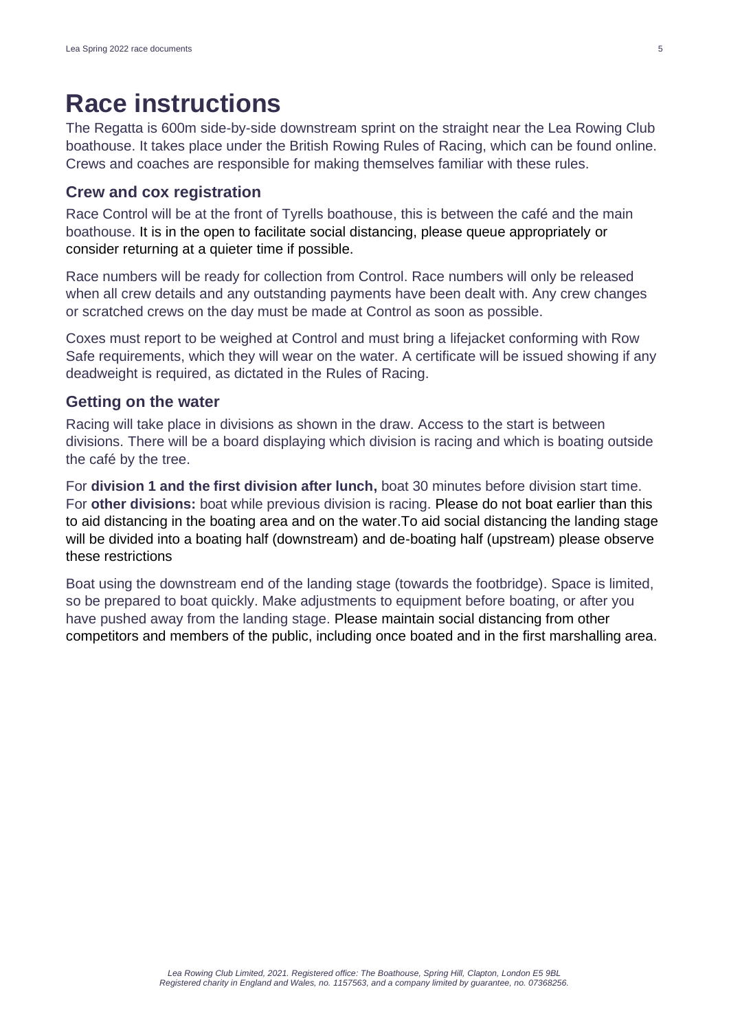# Race instructions

The Regatta is 600m side-by-side downstream sprint on the straight near the Lea Rowing Club boathouse. It takes place under the British Rowing Rules of Racing, which can be found online. Crews and coaches are responsible for making themselves familiar with these rules.

## Crew and cox registration

Race Control will be at the front of Tyrells boathouse, this is between the café and the main boathouse. It is in the open to facilitate social distancing, please queue appropriately or consider returning at a quieter time if possible.

Race numbers will be ready for collection from Control. Race numbers will only be released when all crew details and any outstanding payments have been dealt with. Any crew changes or scratched crews on the day must be made at Control as soon as possible.

Coxes must report to be weighed at Control and must bring a lifejacket conforming with Row Safe requirements, which they will wear on the water. A certificate will be issued showing if any deadweight is required, as dictated in the Rules of Racing.

## Getting on the water

Racing will take place in divisions as shown in the draw. Access to the start is between divisions. There will be a board displaying which division is racing and which is boating outside the café by the tree.

For **division 1 and the first division after lunch,** boat 30 minutes before division start time. For **other divisions:** boat while previous division is racing. Please do not boat earlier than this to aid distancing in the boating area and on the water.To aid social distancing the landing stage will be divided into a boating half (downstream) and de-boating half (upstream) please observe these restrictions

Boat using the downstream end of the landing stage (towards the footbridge). Space is limited, so be prepared to boat quickly. Make adjustments to equipment before boating, or after you have pushed away from the landing stage. Please maintain social distancing from other competitors and members of the public, including once boated and in the first marshalling area.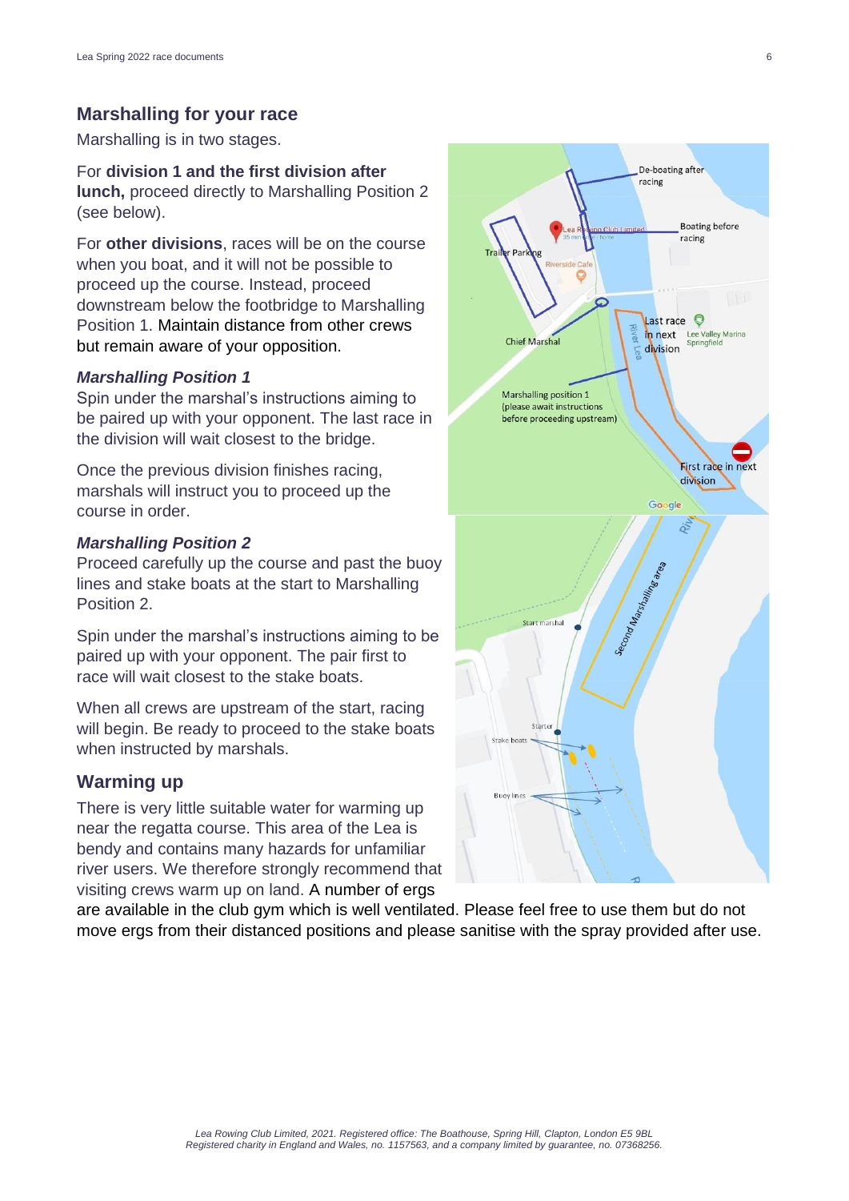## Marshalling for your race

Marshalling is in two stages.

For **division 1 and the first division after lunch,** proceed directly to Marshalling Position 2 (see below).

For **other divisions**, races will be on the course when you boat, and it will not be possible to proceed up the course. Instead, proceed downstream below the footbridge to Marshalling Position 1. Maintain distance from other crews but remain aware of your opposition.

### *Marshalling Position 1*

Spin under the marshal's instructions aiming to be paired up with your opponent. The last race in the division will wait closest to the bridge.

Once the previous division finishes racing, marshals will instruct you to proceed up the course in order.

### *Marshalling Position 2*

Proceed carefully up the course and past the buoy lines and stake boats at the start to Marshalling Position 2.

Spin under the marshal's instructions aiming to be paired up with your opponent. The pair first to race will wait closest to the stake boats.

When all crews are upstream of the start, racing will begin. Be ready to proceed to the stake boats when instructed by marshals.

## Warming up

There is very little suitable water for warming up near the regatta course. This area of the Lea is bendy and contains many hazards for unfamiliar river users. We therefore strongly recommend that visiting crews warm up on land. A number of ergs are available in the club gym which is well ventilated. Please feel free to use them but do not move ergs from their distanced positions and please sanitise with the spray provided after use.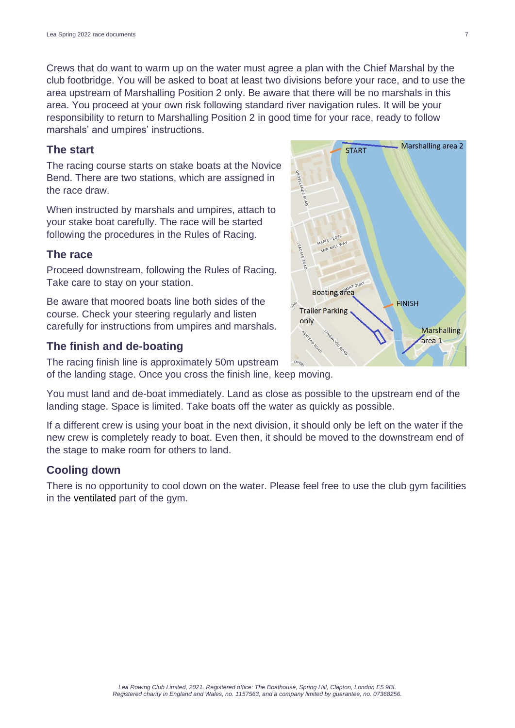Crews that do want to warm up on the water must agree a plan with the Chief Marshal by the club footbridge. You will be asked to boat at least two divisions before your race, and to use the area upstream of Marshalling Position 2 only. Be aware that there will be no marshals in this area. You proceed at your own risk following standard river navigation rules. It will be your responsibility to return to Marshalling Position 2 in good time for your race, ready to follow marshals' and umpires' instructions.

## The start

The racing course starts on stake boats at the Novice Bend. There are two stations, which are assigned in the race draw.

When instructed by marshals and umpires, attach to your stake boat carefully. The race will be started following the procedures in the Rules of Racing.

## The race

Proceed downstream, following the Rules of Racing. Take care to stay on your station.

Be aware that moored boats line both sides of the course. Check your steering regularly and listen carefully for instructions from umpires and marshals.

## The finish and de-boating

The racing finish line is approximately 50m upstream of the landing stage. Once you cross the finish line, keep moving.

You must land and de-boat immediately. Land as close as possible to the upstream end of the landing stage. Space is limited. Take boats off the water as quickly as possible.

If a different crew is using your boat in the next division, it should only be left on the water if the new crew is completely ready to boat. Even then, it should be moved to the downstream end of the stage to make room for others to land.

## Cooling down

There is no opportunity to cool down on the water. Please feel free to use the club gym facilities in the ventilated part of the gym.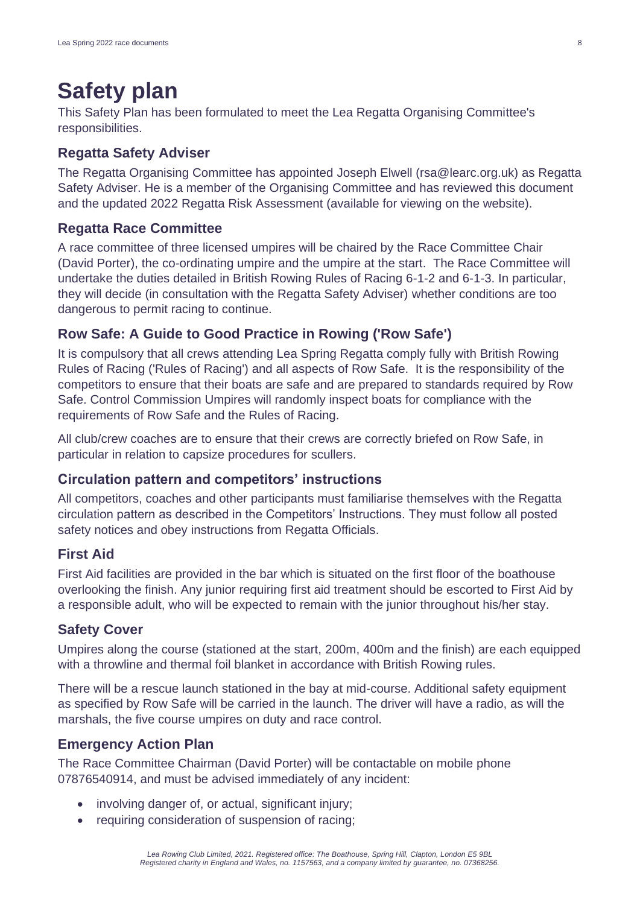# Safety plan

This Safety Plan has been formulated to meet the Lea Regatta Organising Committee's responsibilities.

## Regatta Safety Adviser

The Regatta Organising Committee has appointed Joseph Elwell (rsa@learc.org.uk) as Regatta Safety Adviser. He is a member of the Organising Committee and has reviewed this document and the updated 2022 Regatta Risk Assessment (available for viewing on the website).

## Regatta Race Committee

A race committee of three licensed umpires will be chaired by the Race Committee Chair (David Porter), the co-ordinating umpire and the umpire at the start. The Race Committee will undertake the duties detailed in British Rowing Rules of Racing 6-1-2 and 6-1-3. In particular, they will decide (in consultation with the Regatta Safety Adviser) whether conditions are too dangerous to permit racing to continue.

## Row Safe: A Guide to Good Practice in Rowing ('Row Safe')

It is compulsory that all crews attending Lea Spring Regatta comply fully with British Rowing Rules of Racing ('Rules of Racing') and all aspects of Row Safe. It is the responsibility of the competitors to ensure that their boats are safe and are prepared to standards required by Row Safe. Control Commission Umpires will randomly inspect boats for compliance with the requirements of Row Safe and the Rules of Racing.

All club/crew coaches are to ensure that their crews are correctly briefed on Row Safe, in particular in relation to capsize procedures for scullers.

## Circulation pattern and competitors' instructions

All competitors, coaches and other participants must familiarise themselves with the Regatta circulation pattern as described in the Competitors' Instructions. They must follow all posted safety notices and obey instructions from Regatta Officials.

## First Aid

First Aid facilities are provided in the bar which is situated on the first floor of the boathouse overlooking the finish. Any junior requiring first aid treatment should be escorted to First Aid by a responsible adult, who will be expected to remain with the junior throughout his/her stay.

## Safety Cover

Umpires along the course (stationed at the start, 200m, 400m and the finish) are each equipped with a throwline and thermal foil blanket in accordance with British Rowing rules.

There will be a rescue launch stationed in the bay at mid-course. Additional safety equipment as specified by Row Safe will be carried in the launch. The driver will have a radio, as will the marshals, the five course umpires on duty and race control.

## Emergency Action Plan

The Race Committee Chairman (David Porter) will be contactable on mobile phone 07876540914, and must be advised immediately of any incident:

- involving danger of, or actual, significant injury;
- requiring consideration of suspension of racing;

*Lea Rowing Club Limited, 2021. Registered office: The Boathouse, Spring Hill, Clapton, London E5 9BL*
*Registered charity in England and Wales, no. 1157563, and a company limited by guarantee, no. 07368256.*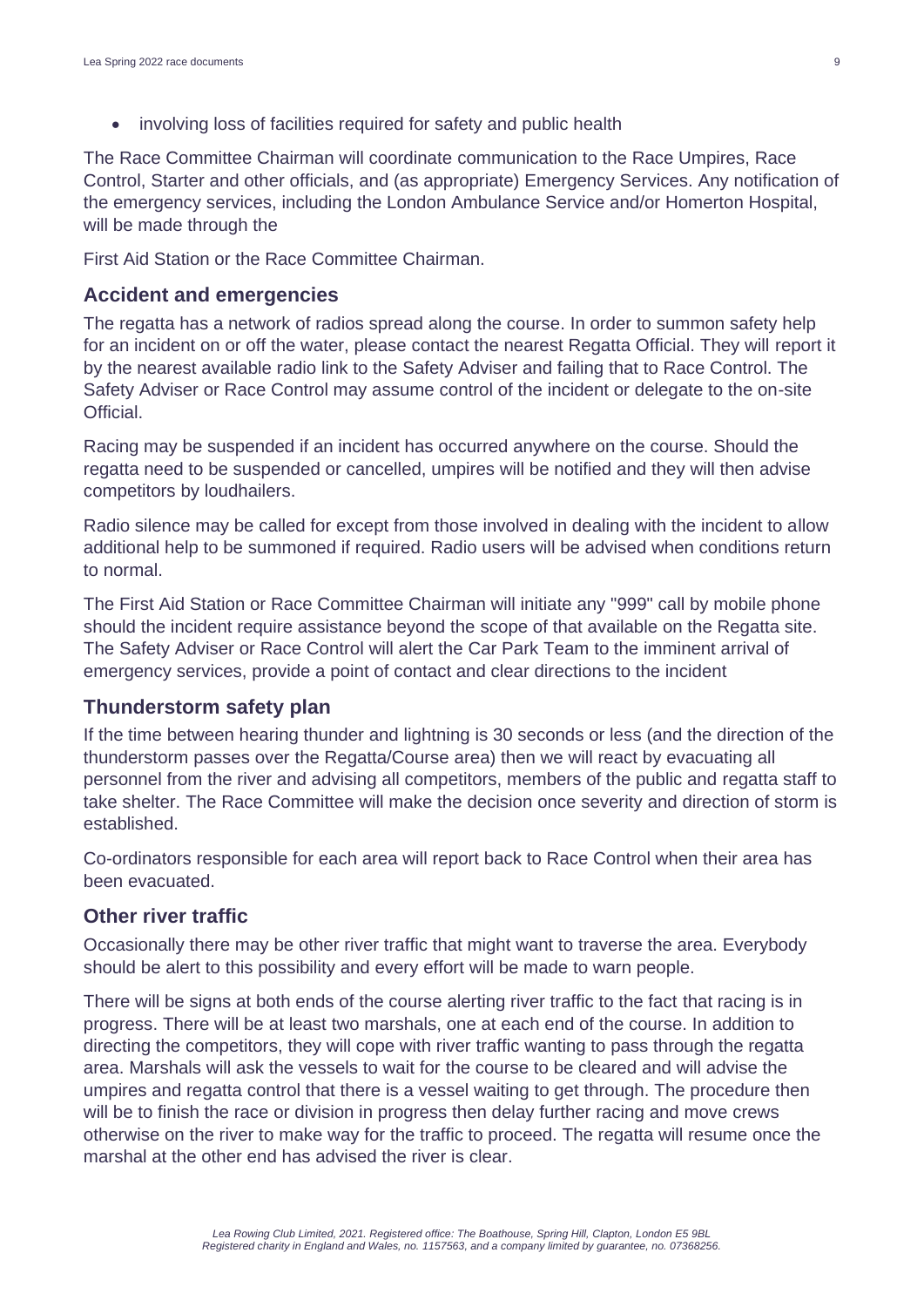- involving loss of facilities required for safety and public health

The Race Committee Chairman will coordinate communication to the Race Umpires, Race Control, Starter and other officials, and (as appropriate) Emergency Services. Any notification of the emergency services, including the London Ambulance Service and/or Homerton Hospital, will be made through the

First Aid Station or the Race Committee Chairman.

## Accident and emergencies

The regatta has a network of radios spread along the course. In order to summon safety help for an incident on or off the water, please contact the nearest Regatta Official. They will report it by the nearest available radio link to the Safety Adviser and failing that to Race Control. The Safety Adviser or Race Control may assume control of the incident or delegate to the on-site Official.

Racing may be suspended if an incident has occurred anywhere on the course. Should the regatta need to be suspended or cancelled, umpires will be notified and they will then advise competitors by loudhailers.

Radio silence may be called for except from those involved in dealing with the incident to allow additional help to be summoned if required. Radio users will be advised when conditions return to normal.

The First Aid Station or Race Committee Chairman will initiate any "999" call by mobile phone should the incident require assistance beyond the scope of that available on the Regatta site. The Safety Adviser or Race Control will alert the Car Park Team to the imminent arrival of emergency services, provide a point of contact and clear directions to the incident

## Thunderstorm safety plan

If the time between hearing thunder and lightning is 30 seconds or less (and the direction of the thunderstorm passes over the Regatta/Course area) then we will react by evacuating all personnel from the river and advising all competitors, members of the public and regatta staff to take shelter. The Race Committee will make the decision once severity and direction of storm is established.

Co-ordinators responsible for each area will report back to Race Control when their area has been evacuated.

## Other river traffic

Occasionally there may be other river traffic that might want to traverse the area. Everybody should be alert to this possibility and every effort will be made to warn people.

There will be signs at both ends of the course alerting river traffic to the fact that racing is in progress. There will be at least two marshals, one at each end of the course. In addition to directing the competitors, they will cope with river traffic wanting to pass through the regatta area. Marshals will ask the vessels to wait for the course to be cleared and will advise the umpires and regatta control that there is a vessel waiting to get through. The procedure then will be to finish the race or division in progress then delay further racing and move crews otherwise on the river to make way for the traffic to proceed. The regatta will resume once the marshal at the other end has advised the river is clear.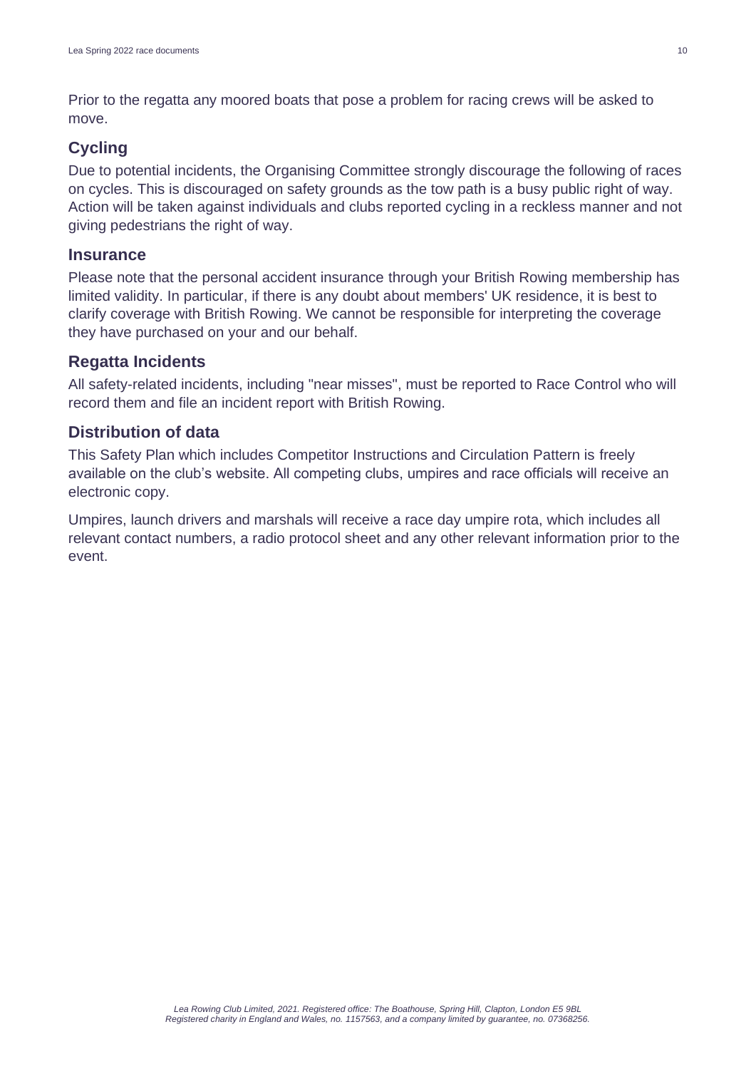Prior to the regatta any moored boats that pose a problem for racing crews will be asked to move.

## Cycling

Due to potential incidents, the Organising Committee strongly discourage the following of races on cycles. This is discouraged on safety grounds as the tow path is a busy public right of way. Action will be taken against individuals and clubs reported cycling in a reckless manner and not giving pedestrians the right of way.

## Insurance

Please note that the personal accident insurance through your British Rowing membership has limited validity. In particular, if there is any doubt about members' UK residence, it is best to clarify coverage with British Rowing. We cannot be responsible for interpreting the coverage they have purchased on your and our behalf.

## Regatta Incidents

All safety-related incidents, including "near misses", must be reported to Race Control who will record them and file an incident report with British Rowing.

## Distribution of data

This Safety Plan which includes Competitor Instructions and Circulation Pattern is freely available on the club's website. All competing clubs, umpires and race officials will receive an electronic copy.

Umpires, launch drivers and marshals will receive a race day umpire rota, which includes all relevant contact numbers, a radio protocol sheet and any other relevant information prior to the event.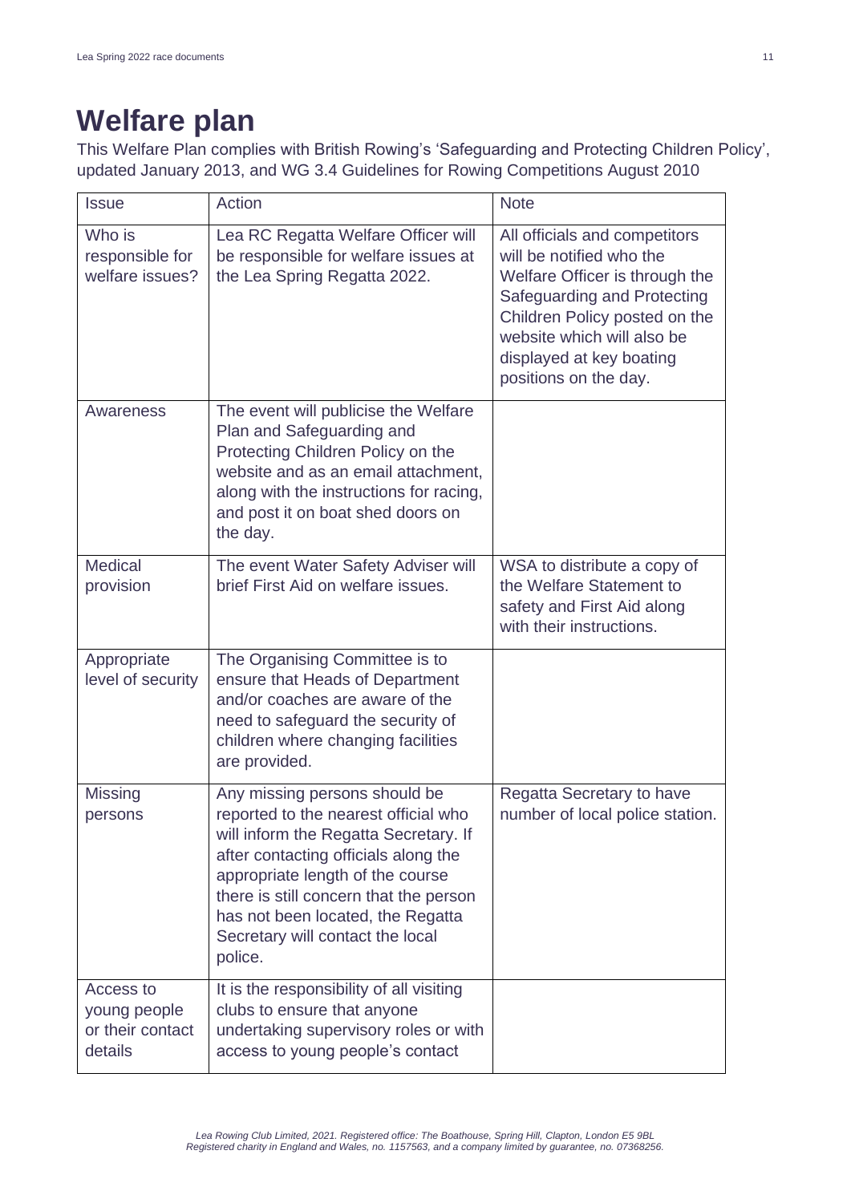# Welfare plan

This Welfare Plan complies with British Rowing's 'Safeguarding and Protecting Children Policy', updated January 2013, and WG 3.4 Guidelines for Rowing Competitions August 2010

| Issue | Action | Note |
|---|---|---|
| Who is responsible for welfare issues? | Lea RC Regatta Welfare Officer will be responsible for welfare issues at the Lea Spring Regatta 2022. | All officials and competitors will be notified who the Welfare Officer is through the Safeguarding and Protecting Children Policy posted on the website which will also be displayed at key boating positions on the day. |
| Awareness | The event will publicise the Welfare Plan and Safeguarding and Protecting Children Policy on the website and as an email attachment, along with the instructions for racing, and post it on boat shed doors on the day. | |
| Medical provision | The event Water Safety Adviser will brief First Aid on welfare issues. | WSA to distribute a copy of the Welfare Statement to safety and First Aid along with their instructions. |
| Appropriate level of security | The Organising Committee is to ensure that Heads of Department and/or coaches are aware of the need to safeguard the security of children where changing facilities are provided. | |
| Missing persons | Any missing persons should be reported to the nearest official who will inform the Regatta Secretary. If after contacting officials along the appropriate length of the course there is still concern that the person has not been located, the Regatta Secretary will contact the local police. | Regatta Secretary to have number of local police station. |
| Access to young people or their contact details | It is the responsibility of all visiting clubs to ensure that anyone undertaking supervisory roles or with access to young people's contact | |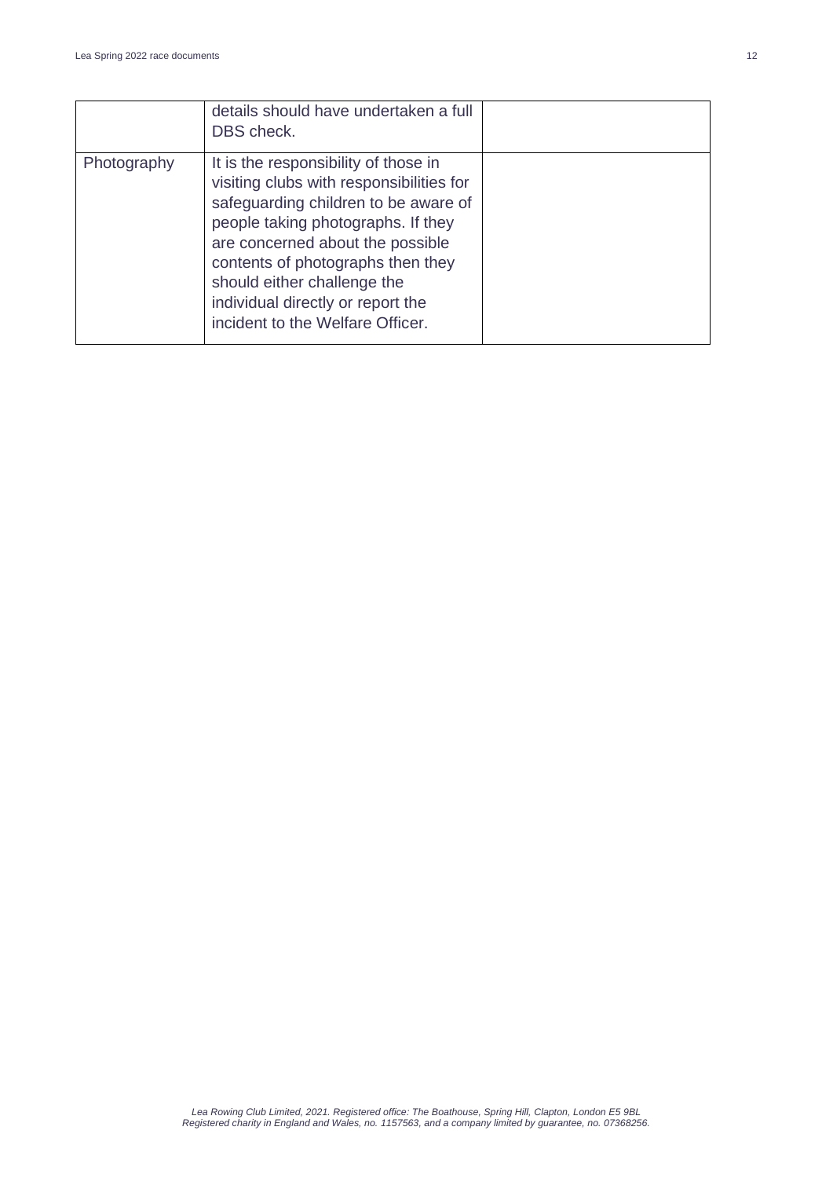| | | |
|---|---|---|
| | details should have undertaken a full DBS check. | |
| Photography | It is the responsibility of those in visiting clubs with responsibilities for safeguarding children to be aware of people taking photographs. If they are concerned about the possible contents of photographs then they should either challenge the individual directly or report the incident to the Welfare Officer. | |

*Lea Rowing Club Limited, 2021. Registered office: The Boathouse, Spring Hill, Clapton, London E5 9BL*
*Registered charity in England and Wales, no. 1157563, and a company limited by guarantee, no. 07368256.*